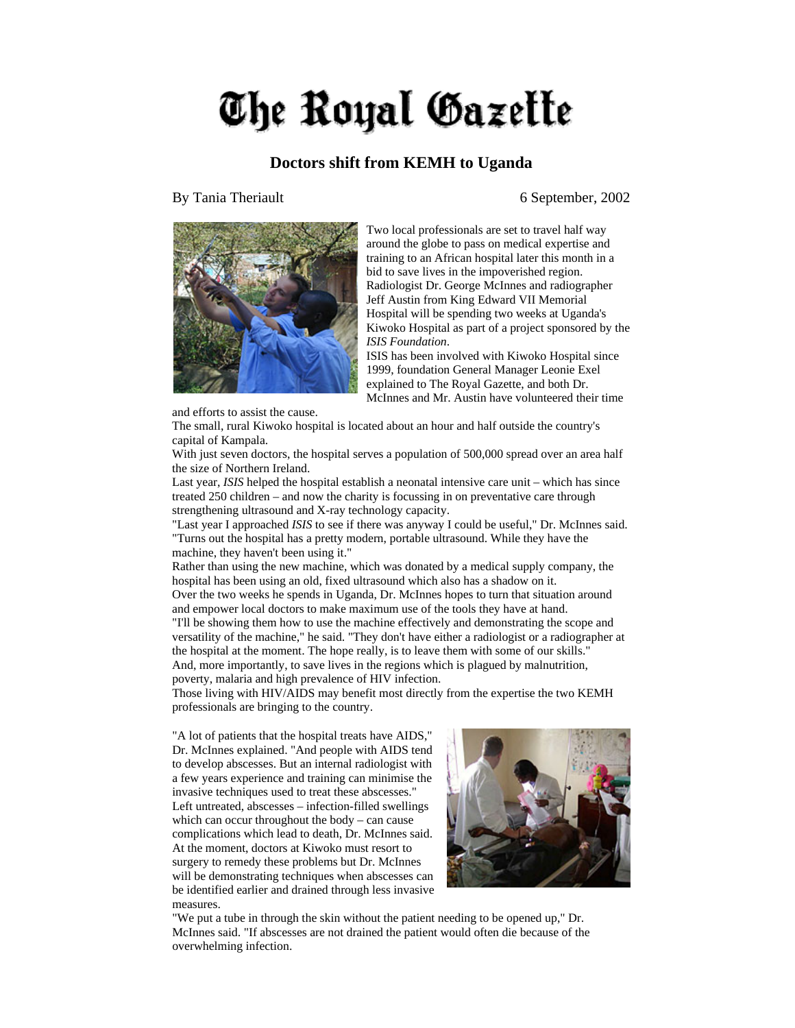# The Royal Gazette

## Doctors shift from KEMH to Uganda

By Tania Theriault

6 September, 2002

Two local professionals are set to travel half way around the globe to pass on medical expertise and training to an African hospital later this month in a bid to save lives in the impoverished region.
Radiologist Dr. George McInnes and radiographer Jeff Austin from King Edward VII Memorial Hospital will be spending two weeks at Uganda's Kiwoko Hospital as part of a project sponsored by the *ISIS Foundation*.
ISIS has been involved with Kiwoko Hospital since 1999, foundation General Manager Leonie Exel explained to The Royal Gazette, and both Dr. McInnes and Mr. Austin have volunteered their time and efforts to assist the cause.
The small, rural Kiwoko hospital is located about an hour and half outside the country's capital of Kampala.
With just seven doctors, the hospital serves a population of 500,000 spread over an area half the size of Northern Ireland.
Last year, *ISIS* helped the hospital establish a neonatal intensive care unit – which has since treated 250 children – and now the charity is focussing in on preventative care through strengthening ultrasound and X-ray technology capacity.
"Last year I approached *ISIS* to see if there was anyway I could be useful," Dr. McInnes said. "Turns out the hospital has a pretty modern, portable ultrasound. While they have the machine, they haven't been using it."
Rather than using the new machine, which was donated by a medical supply company, the hospital has been using an old, fixed ultrasound which also has a shadow on it.
Over the two weeks he spends in Uganda, Dr. McInnes hopes to turn that situation around and empower local doctors to make maximum use of the tools they have at hand.
"I'll be showing them how to use the machine effectively and demonstrating the scope and versatility of the machine," he said. "They don't have either a radiologist or a radiographer at the hospital at the moment. The hope really, is to leave them with some of our skills."
And, more importantly, to save lives in the regions which is plagued by malnutrition, poverty, malaria and high prevalence of HIV infection.
Those living with HIV/AIDS may benefit most directly from the expertise the two KEMH professionals are bringing to the country.

"A lot of patients that the hospital treats have AIDS," Dr. McInnes explained. "And people with AIDS tend to develop abscesses. But an internal radiologist with a few years experience and training can minimise the invasive techniques used to treat these abscesses."
Left untreated, abscesses – infection-filled swellings which can occur throughout the body – can cause complications which lead to death, Dr. McInnes said.
At the moment, doctors at Kiwoko must resort to surgery to remedy these problems but Dr. McInnes will be demonstrating techniques when abscesses can be identified earlier and drained through less invasive measures.
"We put a tube in through the skin without the patient needing to be opened up," Dr. McInnes said. "If abscesses are not drained the patient would often die because of the overwhelming infection.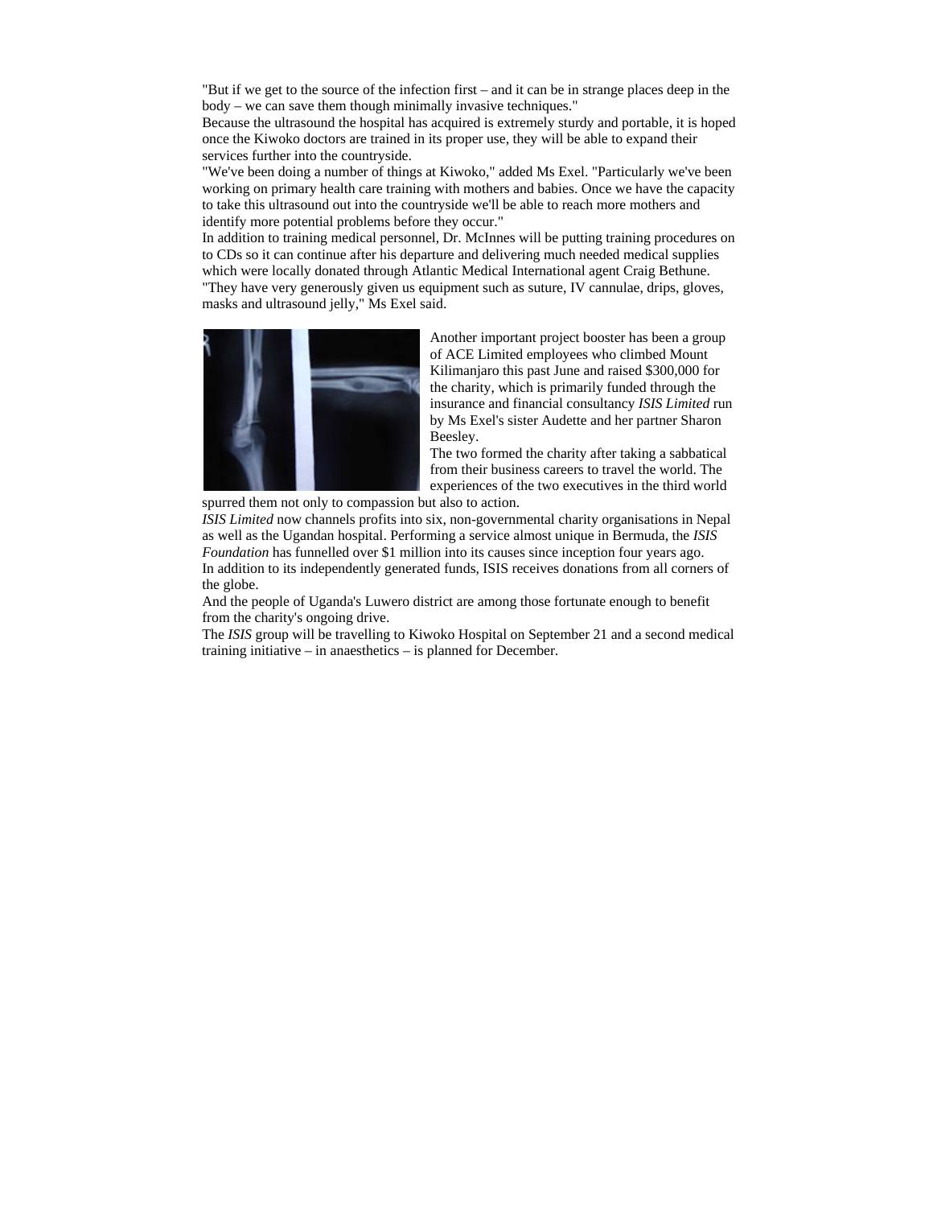"But if we get to the source of the infection first – and it can be in strange places deep in the body – we can save them though minimally invasive techniques."

Because the ultrasound the hospital has acquired is extremely sturdy and portable, it is hoped once the Kiwoko doctors are trained in its proper use, they will be able to expand their services further into the countryside.

"We've been doing a number of things at Kiwoko," added Ms Exel. "Particularly we've been working on primary health care training with mothers and babies. Once we have the capacity to take this ultrasound out into the countryside we'll be able to reach more mothers and identify more potential problems before they occur."

In addition to training medical personnel, Dr. McInnes will be putting training procedures on to CDs so it can continue after his departure and delivering much needed medical supplies which were locally donated through Atlantic Medical International agent Craig Bethune.

"They have very generously given us equipment such as suture, IV cannulae, drips, gloves, masks and ultrasound jelly," Ms Exel said.

Another important project booster has been a group of ACE Limited employees who climbed Mount Kilimanjaro this past June and raised $300,000 for the charity, which is primarily funded through the insurance and financial consultancy *ISIS Limited* run by Ms Exel's sister Audette and her partner Sharon Beesley.

The two formed the charity after taking a sabbatical from their business careers to travel the world. The experiences of the two executives in the third world spurred them not only to compassion but also to action.

*ISIS Limited* now channels profits into six, non-governmental charity organisations in Nepal as well as the Ugandan hospital. Performing a service almost unique in Bermuda, the *ISIS Foundation* has funnelled over $1 million into its causes since inception four years ago.

In addition to its independently generated funds, ISIS receives donations from all corners of the globe.

And the people of Uganda's Luwero district are among those fortunate enough to benefit from the charity's ongoing drive.

The *ISIS* group will be travelling to Kiwoko Hospital on September 21 and a second medical training initiative – in anaesthetics – is planned for December.